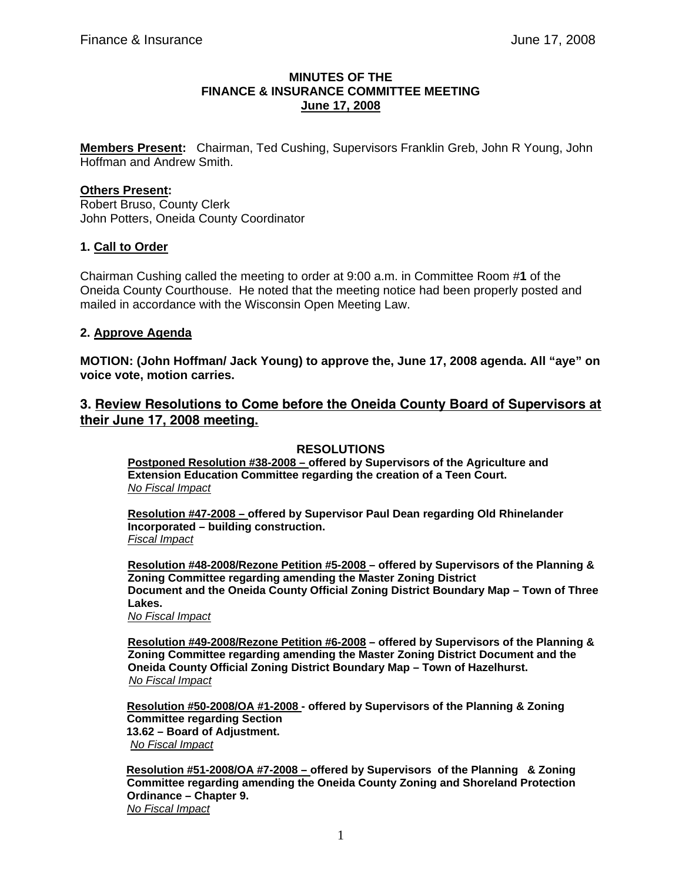**MINUTES OF THE**
**FINANCE & INSURANCE COMMITTEE MEETING**
**June 17, 2008**

**Members Present:** Chairman, Ted Cushing, Supervisors Franklin Greb, John R Young, John Hoffman and Andrew Smith.

**Others Present:**
Robert Bruso, County Clerk
John Potters, Oneida County Coordinator

## 1. Call to Order

Chairman Cushing called the meeting to order at 9:00 a.m. in Committee Room #**1** of the Oneida County Courthouse. He noted that the meeting notice had been properly posted and mailed in accordance with the Wisconsin Open Meeting Law.

## 2. Approve Agenda

**MOTION: (John Hoffman/ Jack Young) to approve the, June 17, 2008 agenda. All "aye" on voice vote, motion carries.**

## 3. Review Resolutions to Come before the Oneida County Board of Supervisors at their June 17, 2008 meeting.

**RESOLUTIONS**

**Postponed Resolution #38-2008 – offered by Supervisors of the Agriculture and Extension Education Committee regarding the creation of a Teen Court.**
*No Fiscal Impact*

**Resolution #47-2008 – offered by Supervisor Paul Dean regarding Old Rhinelander Incorporated – building construction.**
*Fiscal Impact*

**Resolution #48-2008/Rezone Petition #5-2008 – offered by Supervisors of the Planning & Zoning Committee regarding amending the Master Zoning District Document and the Oneida County Official Zoning District Boundary Map – Town of Three Lakes.**
*No Fiscal Impact*

**Resolution #49-2008/Rezone Petition #6-2008 – offered by Supervisors of the Planning & Zoning Committee regarding amending the Master Zoning District Document and the Oneida County Official Zoning District Boundary Map – Town of Hazelhurst.**
*No Fiscal Impact*

**Resolution #50-2008/OA #1-2008 - offered by Supervisors of the Planning & Zoning Committee regarding Section 13.62 – Board of Adjustment.**
*No Fiscal Impact*

**Resolution #51-2008/OA #7-2008 – offered by Supervisors of the Planning & Zoning Committee regarding amending the Oneida County Zoning and Shoreland Protection Ordinance – Chapter 9.**
*No Fiscal Impact*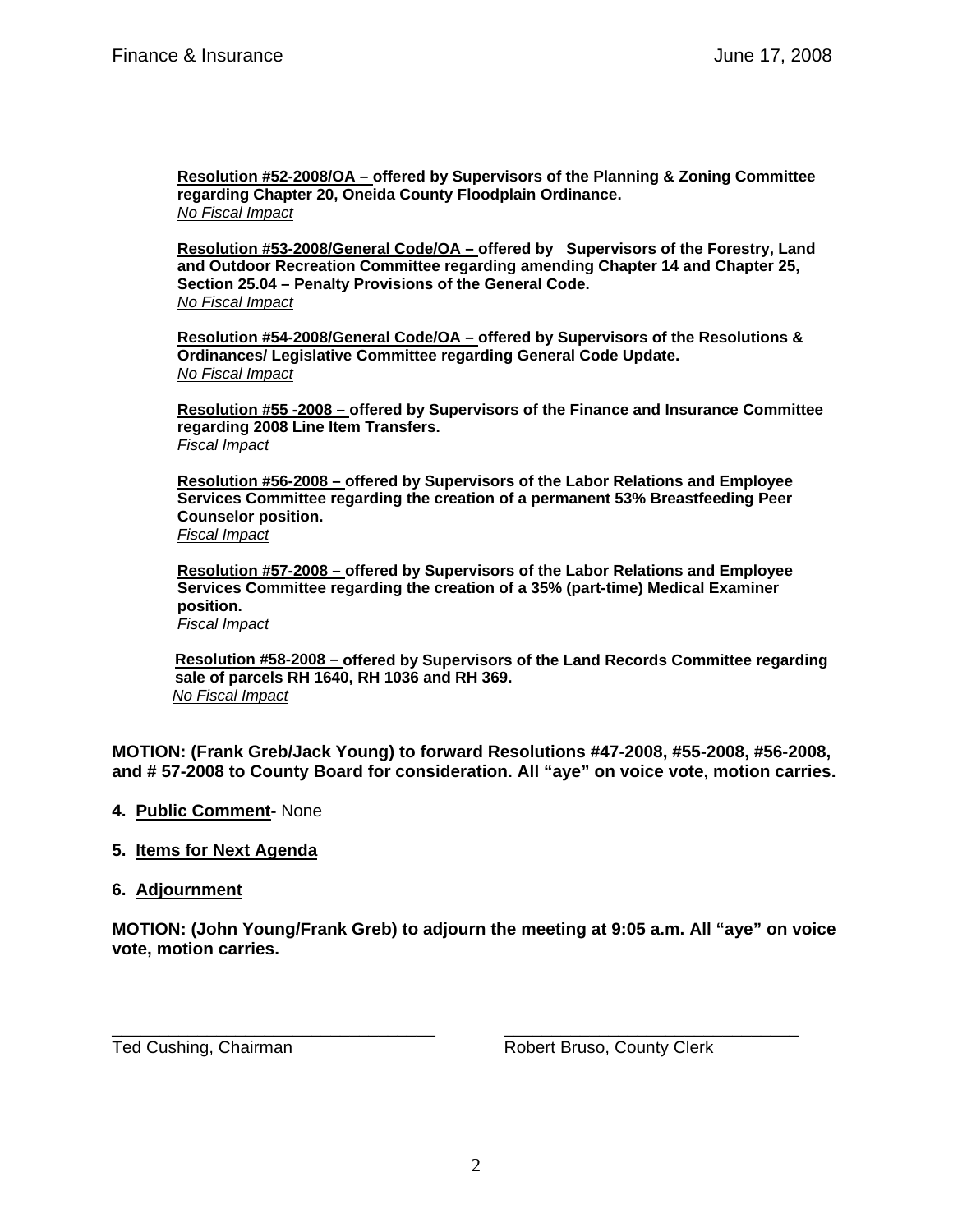**Resolution #52-2008/OA –** **offered by Supervisors of the Planning & Zoning Committee regarding Chapter 20, Oneida County Floodplain Ordinance.**
*No Fiscal Impact*

**Resolution #53-2008/General Code/OA –** **offered by Supervisors of the Forestry, Land and Outdoor Recreation Committee regarding amending Chapter 14 and Chapter 25, Section 25.04 – Penalty Provisions of the General Code.**
*No Fiscal Impact*

**Resolution #54-2008/General Code/OA –** **offered by Supervisors of the Resolutions & Ordinances/ Legislative Committee regarding General Code Update.**
*No Fiscal Impact*

**Resolution #55 -2008 –** **offered by Supervisors of the Finance and Insurance Committee regarding 2008 Line Item Transfers.**
*Fiscal Impact*

**Resolution #56-2008 –** **offered by Supervisors of the Labor Relations and Employee Services Committee regarding the creation of a permanent 53% Breastfeeding Peer Counselor position.**
*Fiscal Impact*

**Resolution #57-2008 –** **offered by Supervisors of the Labor Relations and Employee Services Committee regarding the creation of a 35% (part-time) Medical Examiner position.**
*Fiscal Impact*

**Resolution #58-2008 –** **offered by Supervisors of the Land Records Committee regarding sale of parcels RH 1640, RH 1036 and RH 369.**
*No Fiscal Impact*

**MOTION: (Frank Greb/Jack Young) to forward Resolutions #47-2008, #55-2008, #56-2008, and # 57-2008 to County Board for consideration. All "aye" on voice vote, motion carries.**

4. **Public Comment-** None

5. **Items for Next Agenda**

6. **Adjournment**

**MOTION: (John Young/Frank Greb) to adjourn the meeting at 9:05 a.m. All "aye" on voice vote, motion carries.**

\_\_\_\_\_\_\_\_\_\_\_\_\_\_\_\_\_\_\_\_\_\_\_\_\_\_\_\_\_\_\_\_\_\_\_
Ted Cushing, Chairman

\_\_\_\_\_\_\_\_\_\_\_\_\_\_\_\_\_\_\_\_\_\_\_\_\_\_\_\_\_\_\_\_\_\_\_
Robert Bruso, County Clerk